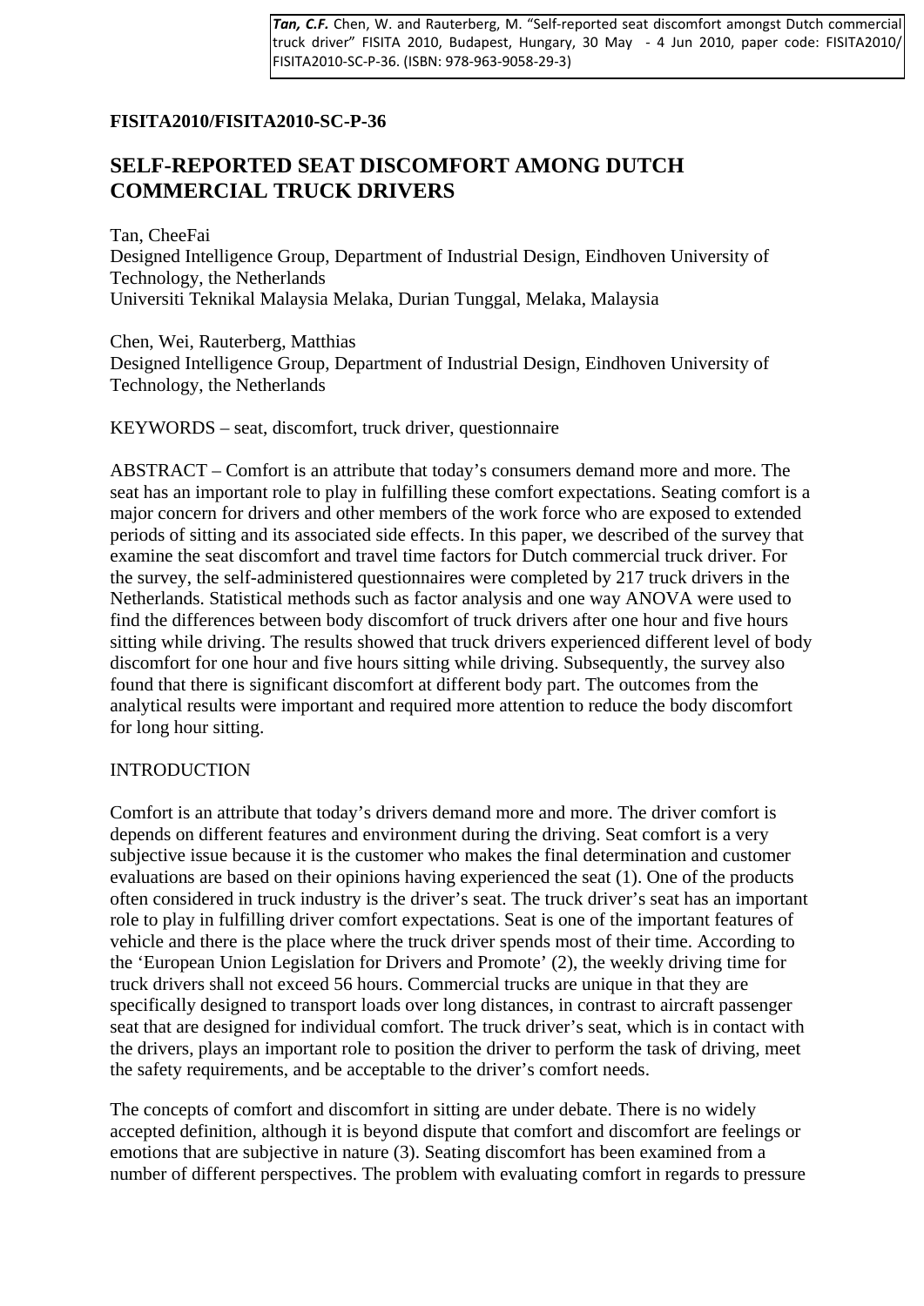*Tan, C.F.* Chen, W. and Rauterberg, M. "Self-reported seat discomfort amongst Dutch commercial truck driver" FISITA 2010, Budapest, Hungary, 30 May - 4 Jun 2010, paper code: FISITA2010/ FISITA2010-SC-P-36. (ISBN: 978-963-9058-29-3)

**FISITA2010/FISITA2010-SC-P-36**

# SELF-REPORTED SEAT DISCOMFORT AMONG DUTCH COMMERCIAL TRUCK DRIVERS

Tan, CheeFai
Designed Intelligence Group, Department of Industrial Design, Eindhoven University of Technology, the Netherlands
Universiti Teknikal Malaysia Melaka, Durian Tunggal, Melaka, Malaysia

Chen, Wei, Rauterberg, Matthias
Designed Intelligence Group, Department of Industrial Design, Eindhoven University of Technology, the Netherlands

KEYWORDS – seat, discomfort, truck driver, questionnaire

ABSTRACT – Comfort is an attribute that today's consumers demand more and more. The seat has an important role to play in fulfilling these comfort expectations. Seating comfort is a major concern for drivers and other members of the work force who are exposed to extended periods of sitting and its associated side effects. In this paper, we described of the survey that examine the seat discomfort and travel time factors for Dutch commercial truck driver. For the survey, the self-administered questionnaires were completed by 217 truck drivers in the Netherlands. Statistical methods such as factor analysis and one way ANOVA were used to find the differences between body discomfort of truck drivers after one hour and five hours sitting while driving. The results showed that truck drivers experienced different level of body discomfort for one hour and five hours sitting while driving. Subsequently, the survey also found that there is significant discomfort at different body part. The outcomes from the analytical results were important and required more attention to reduce the body discomfort for long hour sitting.

## INTRODUCTION

Comfort is an attribute that today's drivers demand more and more. The driver comfort is depends on different features and environment during the driving. Seat comfort is a very subjective issue because it is the customer who makes the final determination and customer evaluations are based on their opinions having experienced the seat (1). One of the products often considered in truck industry is the driver's seat. The truck driver's seat has an important role to play in fulfilling driver comfort expectations. Seat is one of the important features of vehicle and there is the place where the truck driver spends most of their time. According to the 'European Union Legislation for Drivers and Promote' (2), the weekly driving time for truck drivers shall not exceed 56 hours. Commercial trucks are unique in that they are specifically designed to transport loads over long distances, in contrast to aircraft passenger seat that are designed for individual comfort. The truck driver's seat, which is in contact with the drivers, plays an important role to position the driver to perform the task of driving, meet the safety requirements, and be acceptable to the driver's comfort needs.

The concepts of comfort and discomfort in sitting are under debate. There is no widely accepted definition, although it is beyond dispute that comfort and discomfort are feelings or emotions that are subjective in nature (3). Seating discomfort has been examined from a number of different perspectives. The problem with evaluating comfort in regards to pressure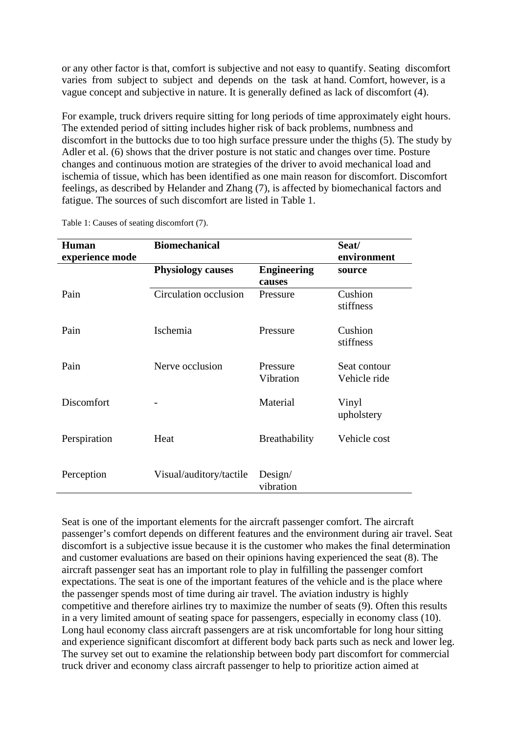or any other factor is that, comfort is subjective and not easy to quantify. Seating discomfort varies from subject to subject and depends on the task at hand. Comfort, however, is a vague concept and subjective in nature. It is generally defined as lack of discomfort (4).

For example, truck drivers require sitting for long periods of time approximately eight hours. The extended period of sitting includes higher risk of back problems, numbness and discomfort in the buttocks due to too high surface pressure under the thighs (5). The study by Adler et al. (6) shows that the driver posture is not static and changes over time. Posture changes and continuous motion are strategies of the driver to avoid mechanical load and ischemia of tissue, which has been identified as one main reason for discomfort. Discomfort feelings, as described by Helander and Zhang (7), is affected by biomechanical factors and fatigue. The sources of such discomfort are listed in Table 1.

Table 1: Causes of seating discomfort (7).

| Human experience mode | Biomechanical | | Seat/ environment |
|---|---|---|---|
| | **Physiology causes** | **Engineering causes** | **source** |
| Pain | Circulation occlusion | Pressure | Cushion stiffness |
| Pain | Ischemia | Pressure | Cushion stiffness |
| Pain | Nerve occlusion | Pressure<br>Vibration | Seat contour<br>Vehicle ride |
| Discomfort | - | Material | Vinyl upholstery |
| Perspiration | Heat | Breathability | Vehicle cost |
| Perception | Visual/auditory/tactile | Design/ vibration | |

Seat is one of the important elements for the aircraft passenger comfort. The aircraft passenger's comfort depends on different features and the environment during air travel. Seat discomfort is a subjective issue because it is the customer who makes the final determination and customer evaluations are based on their opinions having experienced the seat (8). The aircraft passenger seat has an important role to play in fulfilling the passenger comfort expectations. The seat is one of the important features of the vehicle and is the place where the passenger spends most of time during air travel. The aviation industry is highly competitive and therefore airlines try to maximize the number of seats (9). Often this results in a very limited amount of seating space for passengers, especially in economy class (10). Long haul economy class aircraft passengers are at risk uncomfortable for long hour sitting and experience significant discomfort at different body back parts such as neck and lower leg. The survey set out to examine the relationship between body part discomfort for commercial truck driver and economy class aircraft passenger to help to prioritize action aimed at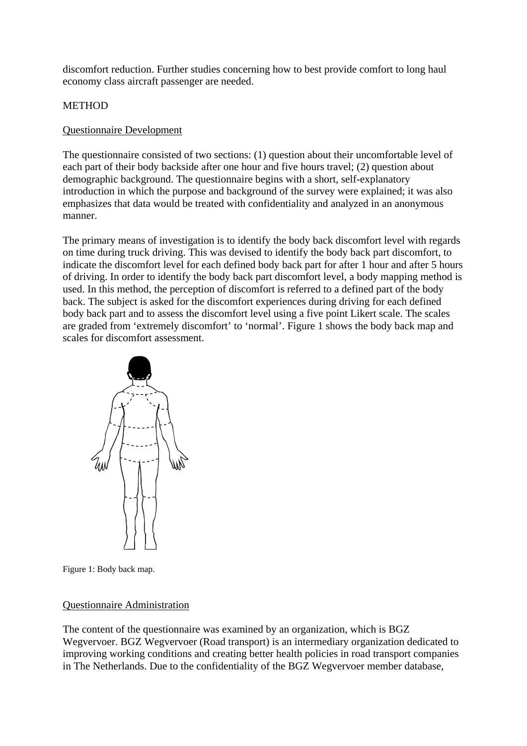discomfort reduction. Further studies concerning how to best provide comfort to long haul economy class aircraft passenger are needed.

METHOD

Questionnaire Development

The questionnaire consisted of two sections: (1) question about their uncomfortable level of each part of their body backside after one hour and five hours travel; (2) question about demographic background. The questionnaire begins with a short, self-explanatory introduction in which the purpose and background of the survey were explained; it was also emphasizes that data would be treated with confidentiality and analyzed in an anonymous manner.

The primary means of investigation is to identify the body back discomfort level with regards on time during truck driving. This was devised to identify the body back part discomfort, to indicate the discomfort level for each defined body back part for after 1 hour and after 5 hours of driving. In order to identify the body back part discomfort level, a body mapping method is used. In this method, the perception of discomfort is referred to a defined part of the body back. The subject is asked for the discomfort experiences during driving for each defined body back part and to assess the discomfort level using a five point Likert scale. The scales are graded from 'extremely discomfort' to 'normal'. Figure 1 shows the body back map and scales for discomfort assessment.

Figure 1: Body back map.

Questionnaire Administration

The content of the questionnaire was examined by an organization, which is BGZ Wegvervoer. BGZ Wegvervoer (Road transport) is an intermediary organization dedicated to improving working conditions and creating better health policies in road transport companies in The Netherlands. Due to the confidentiality of the BGZ Wegvervoer member database,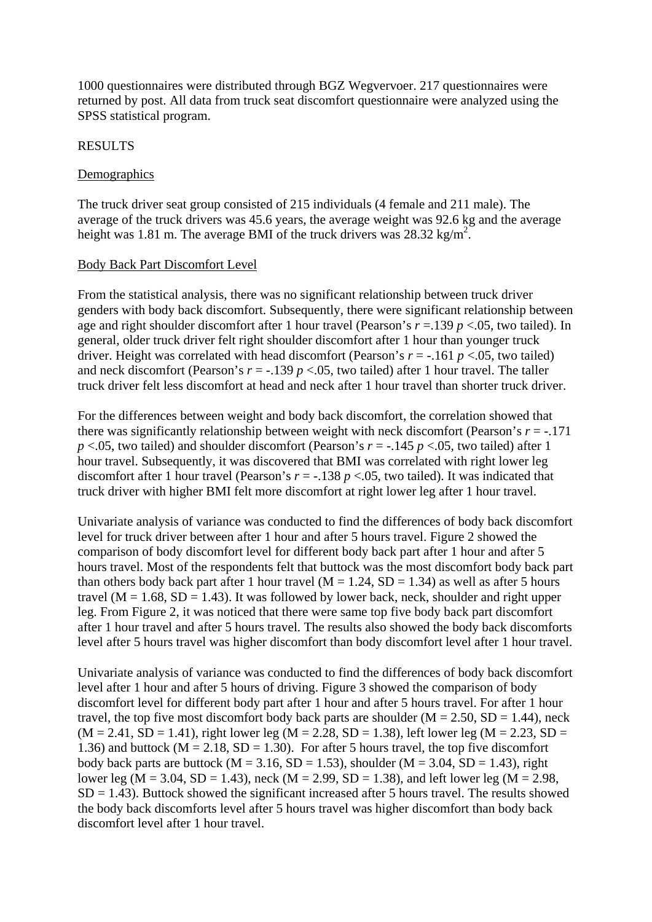1000 questionnaires were distributed through BGZ Wegvervoer. 217 questionnaires were returned by post. All data from truck seat discomfort questionnaire were analyzed using the SPSS statistical program.

RESULTS

Demographics

The truck driver seat group consisted of 215 individuals (4 female and 211 male). The average of the truck drivers was 45.6 years, the average weight was 92.6 kg and the average height was 1.81 m. The average BMI of the truck drivers was 28.32 $kg/m^2$.

Body Back Part Discomfort Level

From the statistical analysis, there was no significant relationship between truck driver genders with body back discomfort. Subsequently, there were significant relationship between age and right shoulder discomfort after 1 hour travel (Pearson's $r$ =.139 $p$ <.05, two tailed). In general, older truck driver felt right shoulder discomfort after 1 hour than younger truck driver. Height was correlated with head discomfort (Pearson's $r$ = -.161 $p$ <.05, two tailed) and neck discomfort (Pearson's $r$ = -.139 $p$ <.05, two tailed) after 1 hour travel. The taller truck driver felt less discomfort at head and neck after 1 hour travel than shorter truck driver.

For the differences between weight and body back discomfort, the correlation showed that there was significantly relationship between weight with neck discomfort (Pearson's $r$ = -.171 $p$ <.05, two tailed) and shoulder discomfort (Pearson's $r$ = -.145 $p$ <.05, two tailed) after 1 hour travel. Subsequently, it was discovered that BMI was correlated with right lower leg discomfort after 1 hour travel (Pearson's $r$ = -.138 $p$ <.05, two tailed). It was indicated that truck driver with higher BMI felt more discomfort at right lower leg after 1 hour travel.

Univariate analysis of variance was conducted to find the differences of body back discomfort level for truck driver between after 1 hour and after 5 hours travel. Figure 2 showed the comparison of body discomfort level for different body back part after 1 hour and after 5 hours travel. Most of the respondents felt that buttock was the most discomfort body back part than others body back part after 1 hour travel (M = 1.24, SD = 1.34) as well as after 5 hours travel (M = 1.68, SD = 1.43). It was followed by lower back, neck, shoulder and right upper leg. From Figure 2, it was noticed that there were same top five body back part discomfort after 1 hour travel and after 5 hours travel. The results also showed the body back discomforts level after 5 hours travel was higher discomfort than body discomfort level after 1 hour travel.

Univariate analysis of variance was conducted to find the differences of body back discomfort level after 1 hour and after 5 hours of driving. Figure 3 showed the comparison of body discomfort level for different body part after 1 hour and after 5 hours travel. For after 1 hour travel, the top five most discomfort body back parts are shoulder (M = 2.50, SD = 1.44), neck (M = 2.41, SD = 1.41), right lower leg (M = 2.28, SD = 1.38), left lower leg (M = 2.23, SD = 1.36) and buttock (M = 2.18, SD = 1.30). For after 5 hours travel, the top five discomfort body back parts are buttock (M = 3.16, SD = 1.53), shoulder (M = 3.04, SD = 1.43), right lower leg (M = 3.04, SD = 1.43), neck (M = 2.99, SD = 1.38), and left lower leg (M = 2.98, SD = 1.43). Buttock showed the significant increased after 5 hours travel. The results showed the body back discomforts level after 5 hours travel was higher discomfort than body back discomfort level after 1 hour travel.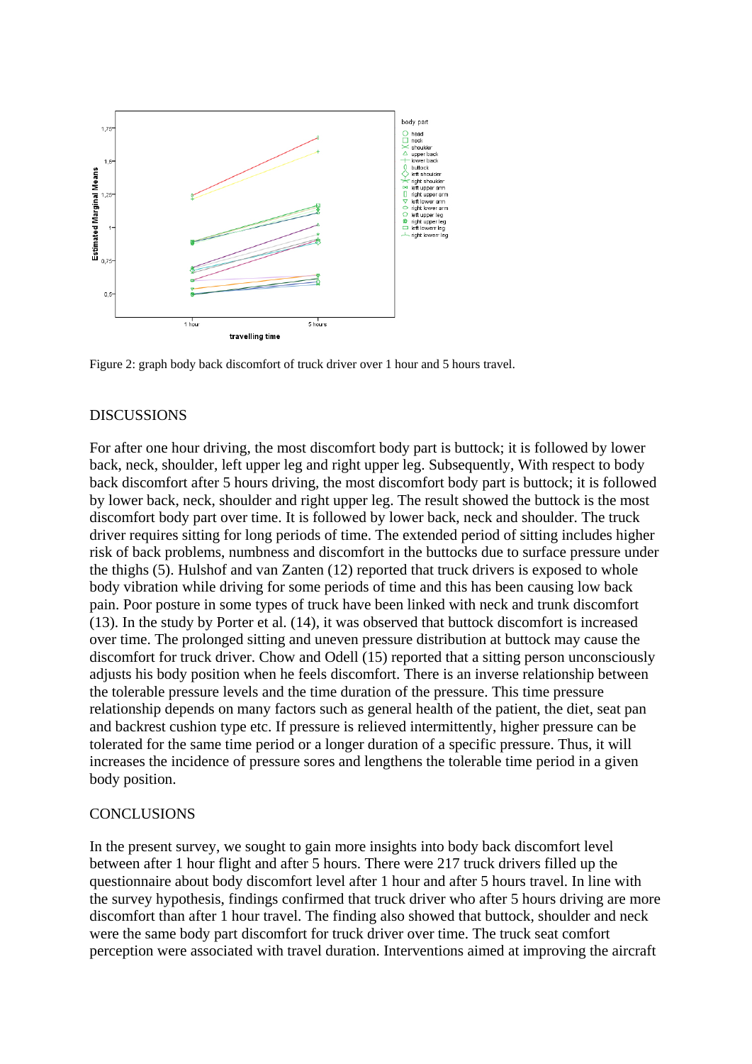Figure 2: graph body back discomfort of truck driver over 1 hour and 5 hours travel.

## DISCUSSIONS

For after one hour driving, the most discomfort body part is buttock; it is followed by lower back, neck, shoulder, left upper leg and right upper leg. Subsequently, With respect to body back discomfort after 5 hours driving, the most discomfort body part is buttock; it is followed by lower back, neck, shoulder and right upper leg. The result showed the buttock is the most discomfort body part over time. It is followed by lower back, neck and shoulder. The truck driver requires sitting for long periods of time. The extended period of sitting includes higher risk of back problems, numbness and discomfort in the buttocks due to surface pressure under the thighs (5). Hulshof and van Zanten (12) reported that truck drivers is exposed to whole body vibration while driving for some periods of time and this has been causing low back pain. Poor posture in some types of truck have been linked with neck and trunk discomfort (13). In the study by Porter et al. (14), it was observed that buttock discomfort is increased over time. The prolonged sitting and uneven pressure distribution at buttock may cause the discomfort for truck driver. Chow and Odell (15) reported that a sitting person unconsciously adjusts his body position when he feels discomfort. There is an inverse relationship between the tolerable pressure levels and the time duration of the pressure. This time pressure relationship depends on many factors such as general health of the patient, the diet, seat pan and backrest cushion type etc. If pressure is relieved intermittently, higher pressure can be tolerated for the same time period or a longer duration of a specific pressure. Thus, it will increases the incidence of pressure sores and lengthens the tolerable time period in a given body position.

## CONCLUSIONS

In the present survey, we sought to gain more insights into body back discomfort level between after 1 hour flight and after 5 hours. There were 217 truck drivers filled up the questionnaire about body discomfort level after 1 hour and after 5 hours travel. In line with the survey hypothesis, findings confirmed that truck driver who after 5 hours driving are more discomfort than after 1 hour travel. The finding also showed that buttock, shoulder and neck were the same body part discomfort for truck driver over time. The truck seat comfort perception were associated with travel duration. Interventions aimed at improving the aircraft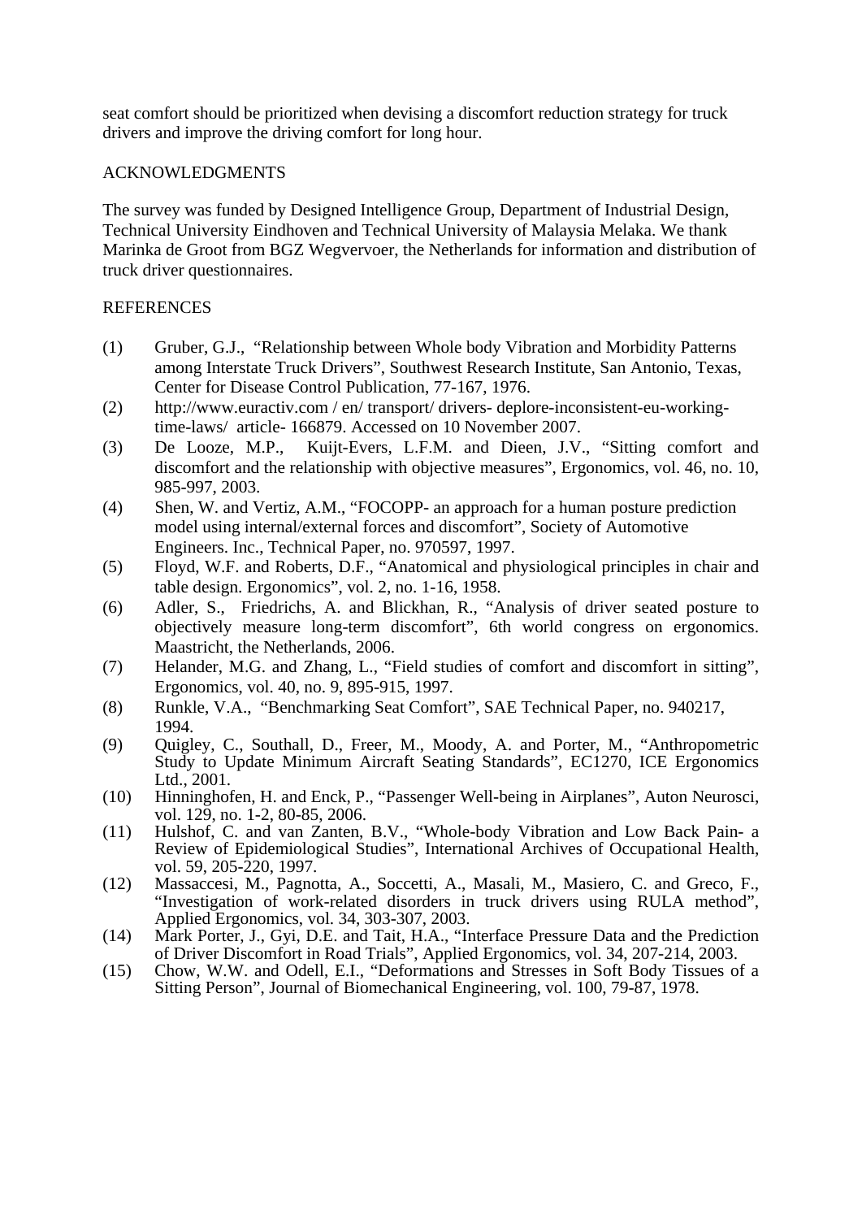seat comfort should be prioritized when devising a discomfort reduction strategy for truck drivers and improve the driving comfort for long hour.

## ACKNOWLEDGMENTS

The survey was funded by Designed Intelligence Group, Department of Industrial Design, Technical University Eindhoven and Technical University of Malaysia Melaka. We thank Marinka de Groot from BGZ Wegvervoer, the Netherlands for information and distribution of truck driver questionnaires.

## REFERENCES

(1) Gruber, G.J., "Relationship between Whole body Vibration and Morbidity Patterns among Interstate Truck Drivers", Southwest Research Institute, San Antonio, Texas, Center for Disease Control Publication, 77-167, 1976.

(2) http://www.euractiv.com / en/ transport/ drivers- deplore-inconsistent-eu-working-time-laws/ article- 166879. Accessed on 10 November 2007.

(3) De Looze, M.P., Kuijt-Evers, L.F.M. and Dieen, J.V., "Sitting comfort and discomfort and the relationship with objective measures", Ergonomics, vol. 46, no. 10, 985-997, 2003.

(4) Shen, W. and Vertiz, A.M., "FOCOPP- an approach for a human posture prediction model using internal/external forces and discomfort", Society of Automotive Engineers. Inc., Technical Paper, no. 970597, 1997.

(5) Floyd, W.F. and Roberts, D.F., "Anatomical and physiological principles in chair and table design. Ergonomics", vol. 2, no. 1-16, 1958.

(6) Adler, S., Friedrichs, A. and Blickhan, R., "Analysis of driver seated posture to objectively measure long-term discomfort", 6th world congress on ergonomics. Maastricht, the Netherlands, 2006.

(7) Helander, M.G. and Zhang, L., "Field studies of comfort and discomfort in sitting", Ergonomics, vol. 40, no. 9, 895-915, 1997.

(8) Runkle, V.A., "Benchmarking Seat Comfort", SAE Technical Paper, no. 940217, 1994.

(9) Quigley, C., Southall, D., Freer, M., Moody, A. and Porter, M., "Anthropometric Study to Update Minimum Aircraft Seating Standards", EC1270, ICE Ergonomics Ltd., 2001.

(10) Hinninghofen, H. and Enck, P., "Passenger Well-being in Airplanes", Auton Neurosci, vol. 129, no. 1-2, 80-85, 2006.

(11) Hulshof, C. and van Zanten, B.V., "Whole-body Vibration and Low Back Pain- a Review of Epidemiological Studies", International Archives of Occupational Health, vol. 59, 205-220, 1997.

(12) Massaccesi, M., Pagnotta, A., Soccetti, A., Masali, M., Masiero, C. and Greco, F., "Investigation of work-related disorders in truck drivers using RULA method", Applied Ergonomics, vol. 34, 303-307, 2003.

(14) Mark Porter, J., Gyi, D.E. and Tait, H.A., "Interface Pressure Data and the Prediction of Driver Discomfort in Road Trials", Applied Ergonomics, vol. 34, 207-214, 2003.

(15) Chow, W.W. and Odell, E.I., "Deformations and Stresses in Soft Body Tissues of a Sitting Person", Journal of Biomechanical Engineering, vol. 100, 79-87, 1978.